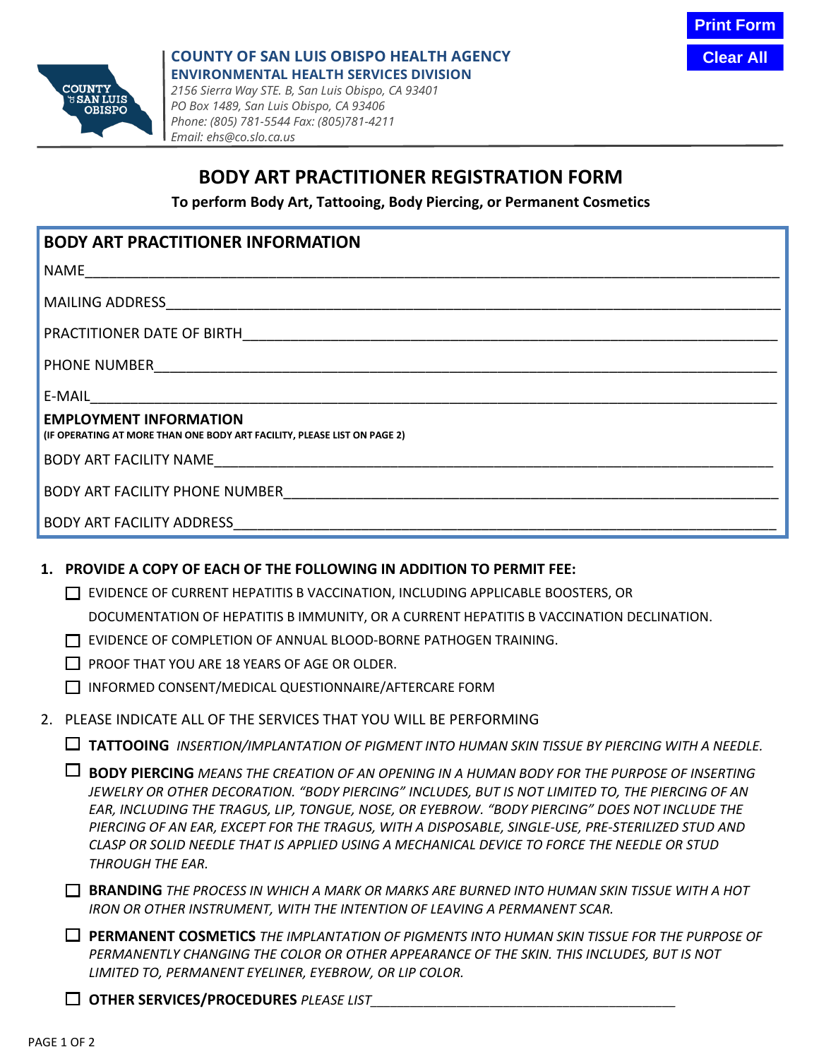**COUNTY OF SAN LUIS OBISPO HEALTH AGENCY**
**ENVIRONMENTAL HEALTH SERVICES DIVISION**
*2156 Sierra Way STE. B, San Luis Obispo, CA 93401*
*PO Box 1489, San Luis Obispo, CA 93406*
*Phone: (805) 781-5544 Fax: (805)781-4211*
*Email: ehs@co.slo.ca.us*

# BODY ART PRACTITIONER REGISTRATION FORM

**To perform Body Art, Tattooing, Body Piercing, or Permanent Cosmetics**

## BODY ART PRACTITIONER INFORMATION

NAME________________________________________

MAILING ADDRESS________________________________________

PRACTITIONER DATE OF BIRTH________________________________________

PHONE NUMBER________________________________________

E-MAIL________________________________________

**EMPLOYMENT INFORMATION**
**(IF OPERATING AT MORE THAN ONE BODY ART FACILITY, PLEASE LIST ON PAGE 2)**

BODY ART FACILITY NAME________________________________________

BODY ART FACILITY PHONE NUMBER________________________________________

BODY ART FACILITY ADDRESS________________________________________

**1. PROVIDE A COPY OF EACH OF THE FOLLOWING IN ADDITION TO PERMIT FEE:**

- ☐ EVIDENCE OF CURRENT HEPATITIS B VACCINATION, INCLUDING APPLICABLE BOOSTERS, OR DOCUMENTATION OF HEPATITIS B IMMUNITY, OR A CURRENT HEPATITIS B VACCINATION DECLINATION.
- ☐ EVIDENCE OF COMPLETION OF ANNUAL BLOOD-BORNE PATHOGEN TRAINING.
- ☐ PROOF THAT YOU ARE 18 YEARS OF AGE OR OLDER.
- ☐ INFORMED CONSENT/MEDICAL QUESTIONNAIRE/AFTERCARE FORM

2. PLEASE INDICATE ALL OF THE SERVICES THAT YOU WILL BE PERFORMING

- ☐ **TATTOOING** *INSERTION/IMPLANTATION OF PIGMENT INTO HUMAN SKIN TISSUE BY PIERCING WITH A NEEDLE.*
- ☐ **BODY PIERCING** *MEANS THE CREATION OF AN OPENING IN A HUMAN BODY FOR THE PURPOSE OF INSERTING JEWELRY OR OTHER DECORATION. "BODY PIERCING" INCLUDES, BUT IS NOT LIMITED TO, THE PIERCING OF AN EAR, INCLUDING THE TRAGUS, LIP, TONGUE, NOSE, OR EYEBROW. "BODY PIERCING" DOES NOT INCLUDE THE PIERCING OF AN EAR, EXCEPT FOR THE TRAGUS, WITH A DISPOSABLE, SINGLE-USE, PRE-STERILIZED STUD AND CLASP OR SOLID NEEDLE THAT IS APPLIED USING A MECHANICAL DEVICE TO FORCE THE NEEDLE OR STUD THROUGH THE EAR.*
- ☐ **BRANDING** *THE PROCESS IN WHICH A MARK OR MARKS ARE BURNED INTO HUMAN SKIN TISSUE WITH A HOT IRON OR OTHER INSTRUMENT, WITH THE INTENTION OF LEAVING A PERMANENT SCAR.*
- ☐ **PERMANENT COSMETICS** *THE IMPLANTATION OF PIGMENTS INTO HUMAN SKIN TISSUE FOR THE PURPOSE OF PERMANENTLY CHANGING THE COLOR OR OTHER APPEARANCE OF THE SKIN. THIS INCLUDES, BUT IS NOT LIMITED TO, PERMANENT EYELINER, EYEBROW, OR LIP COLOR.*
- ☐ **OTHER SERVICES/PROCEDURES** *PLEASE LIST*________________________________________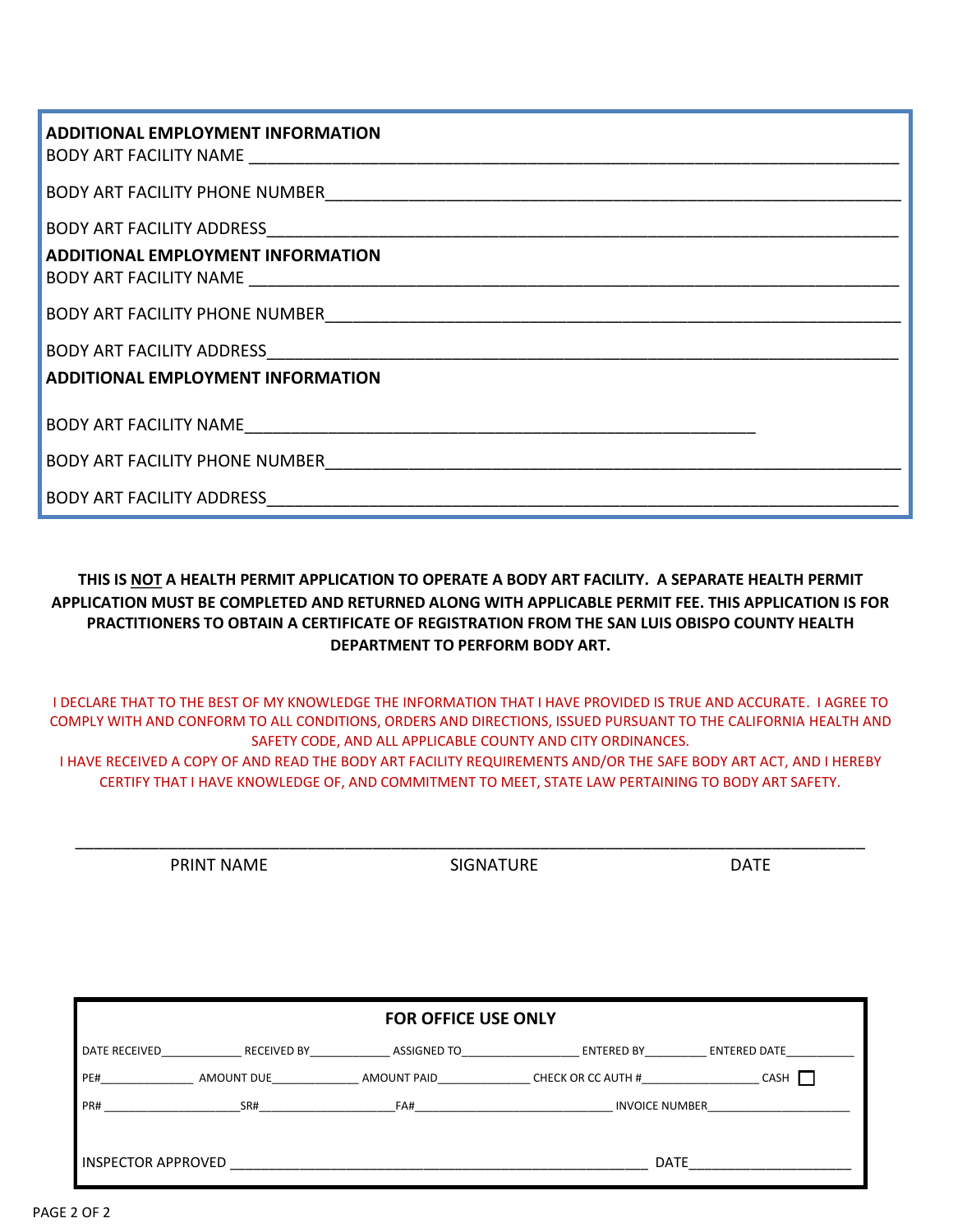**ADDITIONAL EMPLOYMENT INFORMATION**

BODY ART FACILITY NAME ______________________________________________________________________

BODY ART FACILITY PHONE NUMBER______________________________________________________________

BODY ART FACILITY ADDRESS___________________________________________________________________

**ADDITIONAL EMPLOYMENT INFORMATION**

BODY ART FACILITY NAME ______________________________________________________________________

BODY ART FACILITY PHONE NUMBER______________________________________________________________

BODY ART FACILITY ADDRESS___________________________________________________________________

**ADDITIONAL EMPLOYMENT INFORMATION**

BODY ART FACILITY NAME_____________________________________________________

BODY ART FACILITY PHONE NUMBER______________________________________________________________

BODY ART FACILITY ADDRESS___________________________________________________________________

**THIS IS NOT A HEALTH PERMIT APPLICATION TO OPERATE A BODY ART FACILITY. A SEPARATE HEALTH PERMIT APPLICATION MUST BE COMPLETED AND RETURNED ALONG WITH APPLICABLE PERMIT FEE. THIS APPLICATION IS FOR PRACTITIONERS TO OBTAIN A CERTIFICATE OF REGISTRATION FROM THE SAN LUIS OBISPO COUNTY HEALTH DEPARTMENT TO PERFORM BODY ART.**

I DECLARE THAT TO THE BEST OF MY KNOWLEDGE THE INFORMATION THAT I HAVE PROVIDED IS TRUE AND ACCURATE. I AGREE TO COMPLY WITH AND CONFORM TO ALL CONDITIONS, ORDERS AND DIRECTIONS, ISSUED PURSUANT TO THE CALIFORNIA HEALTH AND SAFETY CODE, AND ALL APPLICABLE COUNTY AND CITY ORDINANCES.
I HAVE RECEIVED A COPY OF AND READ THE BODY ART FACILITY REQUIREMENTS AND/OR THE SAFE BODY ART ACT, AND I HEREBY CERTIFY THAT I HAVE KNOWLEDGE OF, AND COMMITMENT TO MEET, STATE LAW PERTAINING TO BODY ART SAFETY.

_____________________________________________________________________________________

PRINT NAME SIGNATURE DATE

**FOR OFFICE USE ONLY**

DATE RECEIVED____________ RECEIVED BY____________ ASSIGNED TO_________________ ENTERED BY_________ ENTERED DATE__________

PE#______________ AMOUNT DUE_____________ AMOUNT PAID______________ CHECK OR CC AUTH #_________________ CASH ☐

PR# ____________________SR#____________________FA#______________________________ INVOICE NUMBER_____________________

INSPECTOR APPROVED ______________________________________________________ DATE_____________________